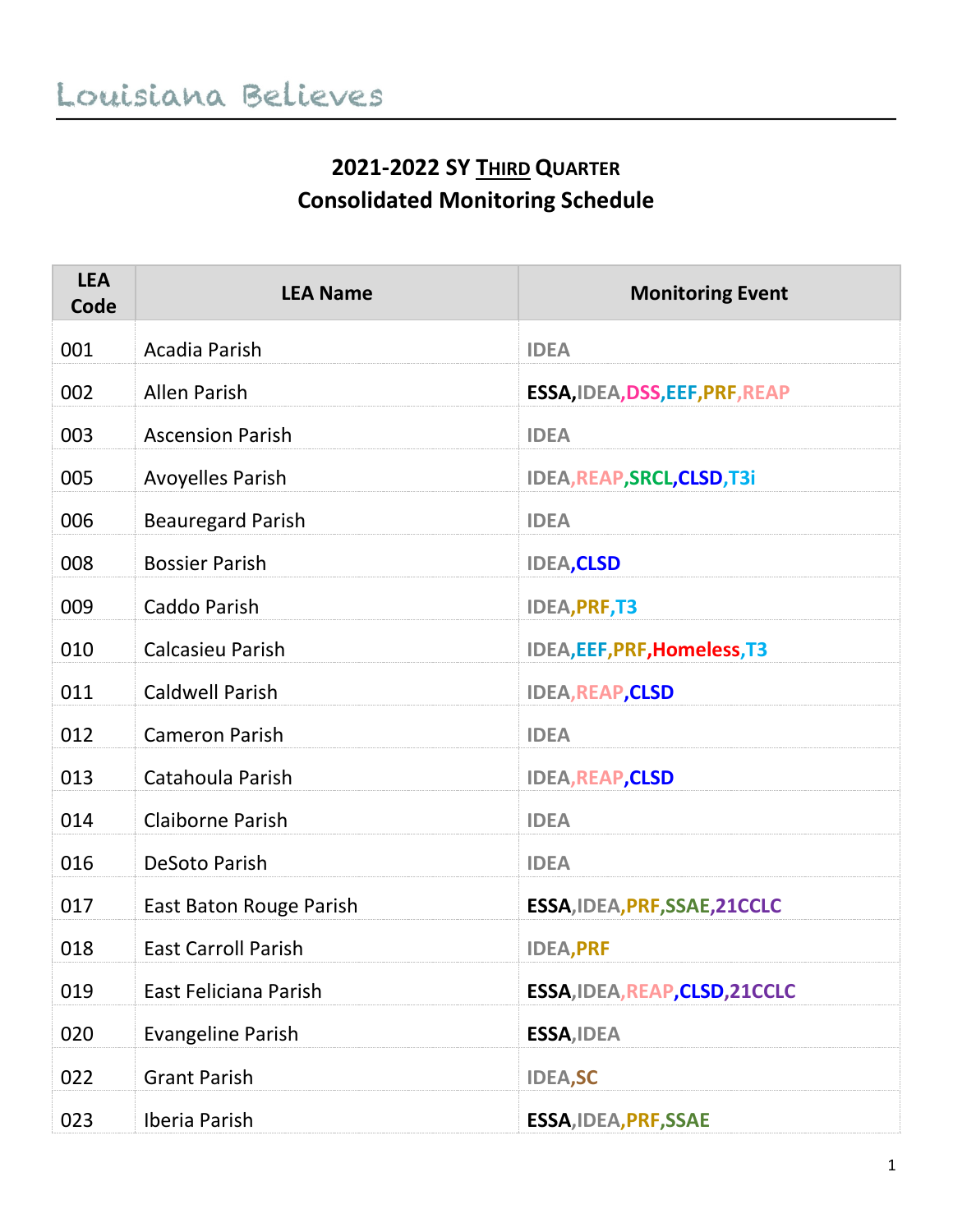Louisiana Believes

# 2021-2022 SY Third Quarter
# Consolidated Monitoring Schedule

| LEA Code | LEA Name | Monitoring Event |
|---|---|---|
| 001 | Acadia Parish | IDEA |
| 002 | Allen Parish | ESSA,IDEA,DSS,EEF,PRF,REAP |
| 003 | Ascension Parish | IDEA |
| 005 | Avoyelles Parish | IDEA,REAP,SRCL,CLSD,T3i |
| 006 | Beauregard Parish | IDEA |
| 008 | Bossier Parish | IDEA,CLSD |
| 009 | Caddo Parish | IDEA,PRF,T3 |
| 010 | Calcasieu Parish | IDEA,EEF,PRF,Homeless,T3 |
| 011 | Caldwell Parish | IDEA,REAP,CLSD |
| 012 | Cameron Parish | IDEA |
| 013 | Catahoula Parish | IDEA,REAP,CLSD |
| 014 | Claiborne Parish | IDEA |
| 016 | DeSoto Parish | IDEA |
| 017 | East Baton Rouge Parish | ESSA,IDEA,PRF,SSAE,21CCLC |
| 018 | East Carroll Parish | IDEA,PRF |
| 019 | East Feliciana Parish | ESSA,IDEA,REAP,CLSD,21CCLC |
| 020 | Evangeline Parish | ESSA,IDEA |
| 022 | Grant Parish | IDEA,SC |
| 023 | Iberia Parish | ESSA,IDEA,PRF,SSAE |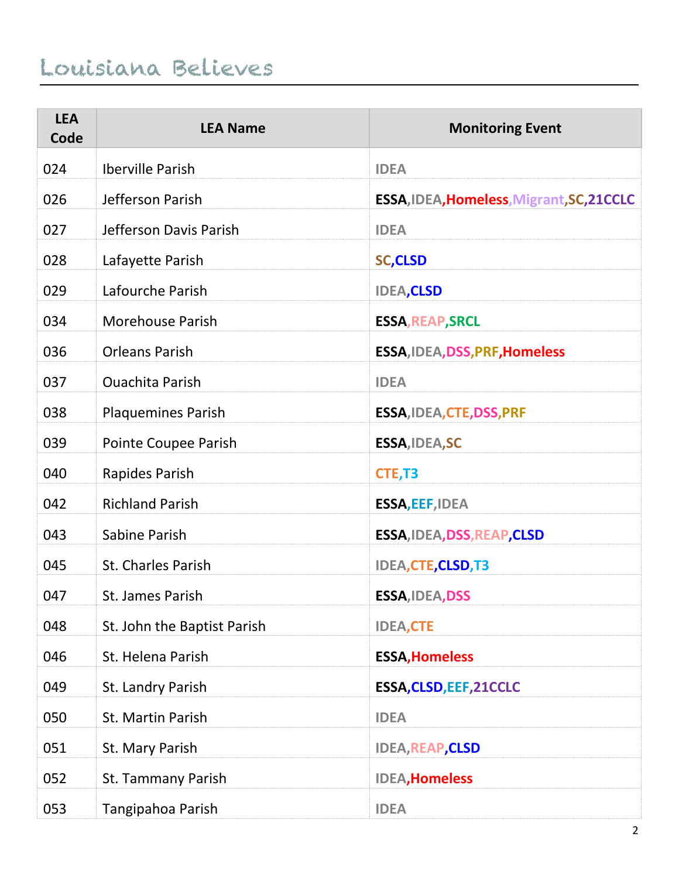Louisiana Believes

| LEA Code | LEA Name | Monitoring Event |
|---|---|---|
| 024 | Iberville Parish | IDEA |
| 026 | Jefferson Parish | ESSA,IDEA,Homeless,Migrant,SC,21CCLC |
| 027 | Jefferson Davis Parish | IDEA |
| 028 | Lafayette Parish | SC,CLSD |
| 029 | Lafourche Parish | IDEA,CLSD |
| 034 | Morehouse Parish | ESSA,REAP,SRCL |
| 036 | Orleans Parish | ESSA,IDEA,DSS,PRF,Homeless |
| 037 | Ouachita Parish | IDEA |
| 038 | Plaquemines Parish | ESSA,IDEA,CTE,DSS,PRF |
| 039 | Pointe Coupee Parish | ESSA,IDEA,SC |
| 040 | Rapides Parish | CTE,T3 |
| 042 | Richland Parish | ESSA,EEF,IDEA |
| 043 | Sabine Parish | ESSA,IDEA,DSS,REAP,CLSD |
| 045 | St. Charles Parish | IDEA,CTE,CLSD,T3 |
| 047 | St. James Parish | ESSA,IDEA,DSS |
| 048 | St. John the Baptist Parish | IDEA,CTE |
| 046 | St. Helena Parish | ESSA,Homeless |
| 049 | St. Landry Parish | ESSA,CLSD,EEF,21CCLC |
| 050 | St. Martin Parish | IDEA |
| 051 | St. Mary Parish | IDEA,REAP,CLSD |
| 052 | St. Tammany Parish | IDEA,Homeless |
| 053 | Tangipahoa Parish | IDEA |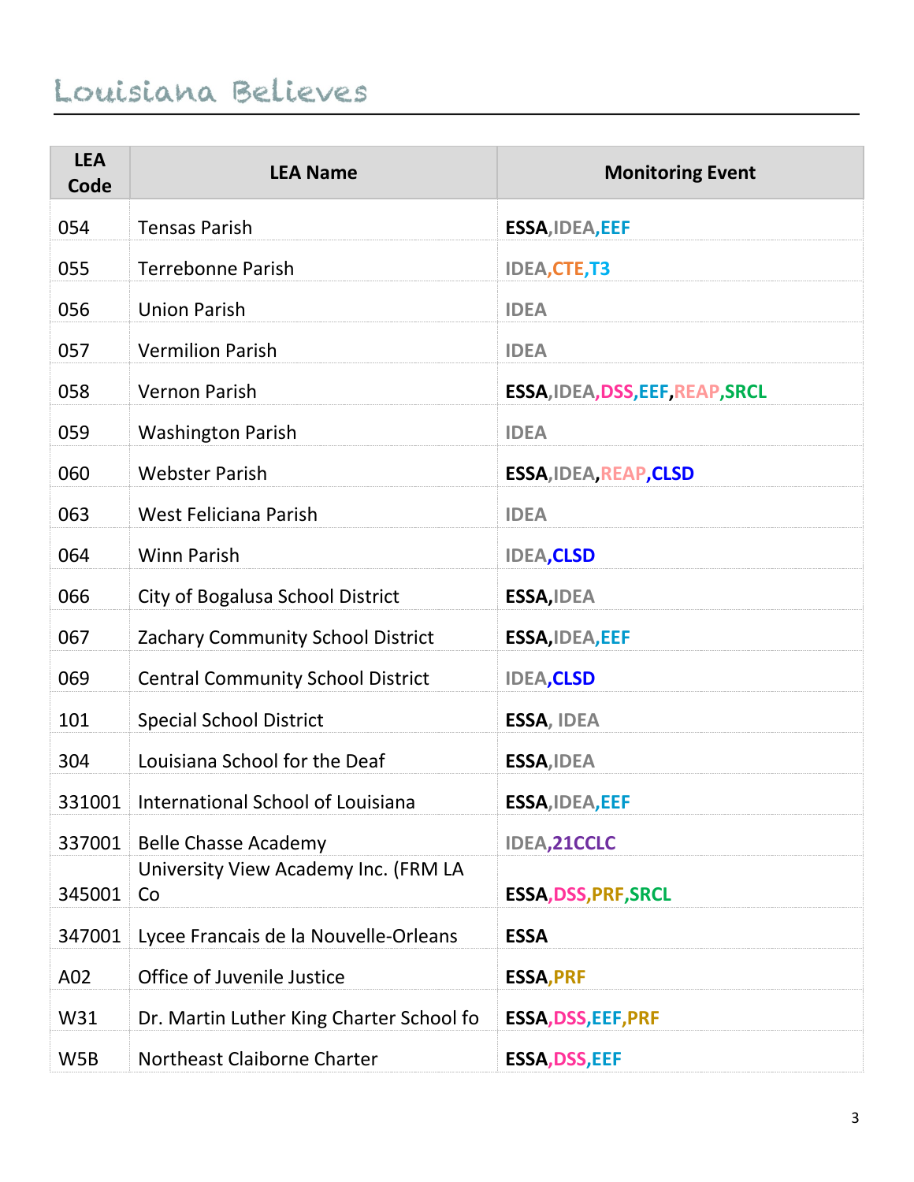| LEA Code | LEA Name | Monitoring Event |
|---|---|---|
| 054 | Tensas Parish | ESSA,IDEA,EEF |
| 055 | Terrebonne Parish | IDEA,CTE,T3 |
| 056 | Union Parish | IDEA |
| 057 | Vermilion Parish | IDEA |
| 058 | Vernon Parish | ESSA,IDEA,DSS,EEF,REAP,SRCL |
| 059 | Washington Parish | IDEA |
| 060 | Webster Parish | ESSA,IDEA,REAP,CLSD |
| 063 | West Feliciana Parish | IDEA |
| 064 | Winn Parish | IDEA,CLSD |
| 066 | City of Bogalusa School District | ESSA,IDEA |
| 067 | Zachary Community School District | ESSA,IDEA,EEF |
| 069 | Central Community School District | IDEA,CLSD |
| 101 | Special School District | ESSA, IDEA |
| 304 | Louisiana School for the Deaf | ESSA,IDEA |
| 331001 | International School of Louisiana | ESSA,IDEA,EEF |
| 337001 | Belle Chasse Academy | IDEA,21CCLC |
| 345001 | University View Academy Inc. (FRM LA Co | ESSA,DSS,PRF,SRCL |
| 347001 | Lycee Francais de la Nouvelle-Orleans | ESSA |
| A02 | Office of Juvenile Justice | ESSA,PRF |
| W31 | Dr. Martin Luther King Charter School fo | ESSA,DSS,EEF,PRF |
| W5B | Northeast Claiborne Charter | ESSA,DSS,EEF |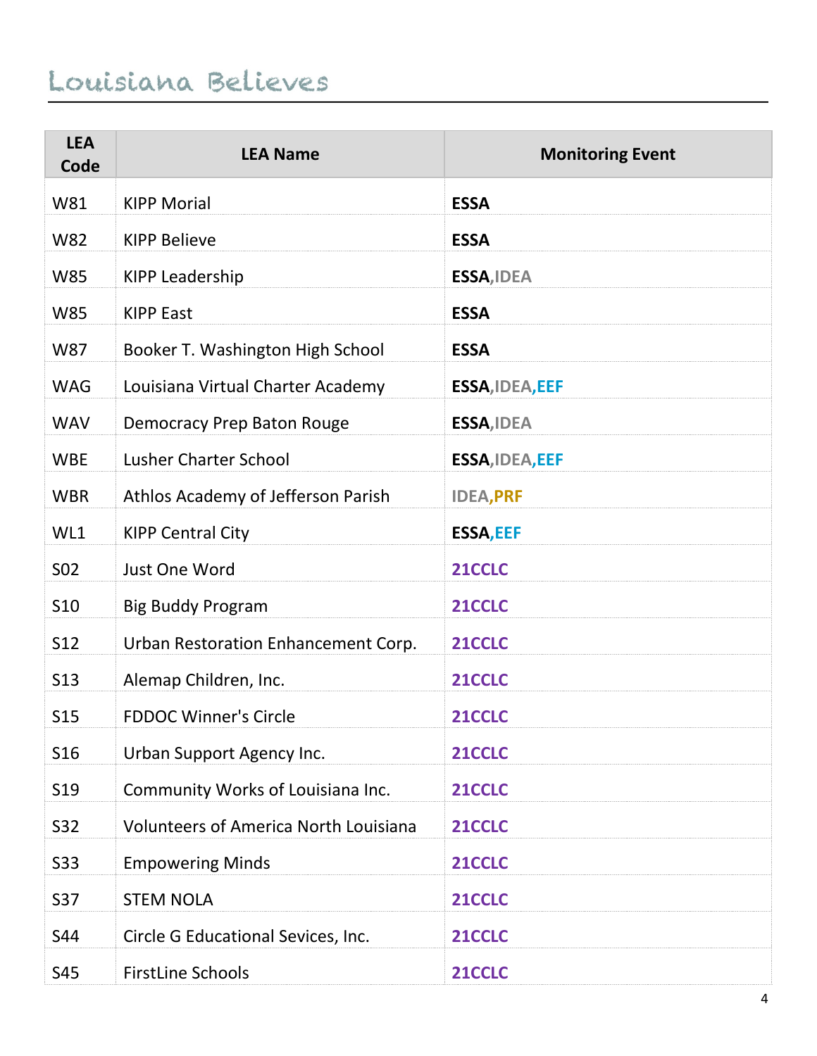| LEA Code | LEA Name | Monitoring Event |
|---|---|---|
| W81 | KIPP Morial | **ESSA** |
| W82 | KIPP Believe | **ESSA** |
| W85 | KIPP Leadership | **ESSA,IDEA** |
| W85 | KIPP East | **ESSA** |
| W87 | Booker T. Washington High School | **ESSA** |
| WAG | Louisiana Virtual Charter Academy | **ESSA,IDEA,EEF** |
| WAV | Democracy Prep Baton Rouge | **ESSA,IDEA** |
| WBE | Lusher Charter School | **ESSA,IDEA,EEF** |
| WBR | Athlos Academy of Jefferson Parish | **IDEA,PRF** |
| WL1 | KIPP Central City | **ESSA,EEF** |
| S02 | Just One Word | **21CCLC** |
| S10 | Big Buddy Program | **21CCLC** |
| S12 | Urban Restoration Enhancement Corp. | **21CCLC** |
| S13 | Alemap Children, Inc. | **21CCLC** |
| S15 | FDDOC Winner's Circle | **21CCLC** |
| S16 | Urban Support Agency Inc. | **21CCLC** |
| S19 | Community Works of Louisiana Inc. | **21CCLC** |
| S32 | Volunteers of America North Louisiana | **21CCLC** |
| S33 | Empowering Minds | **21CCLC** |
| S37 | STEM NOLA | **21CCLC** |
| S44 | Circle G Educational Sevices, Inc. | **21CCLC** |
| S45 | FirstLine Schools | **21CCLC** |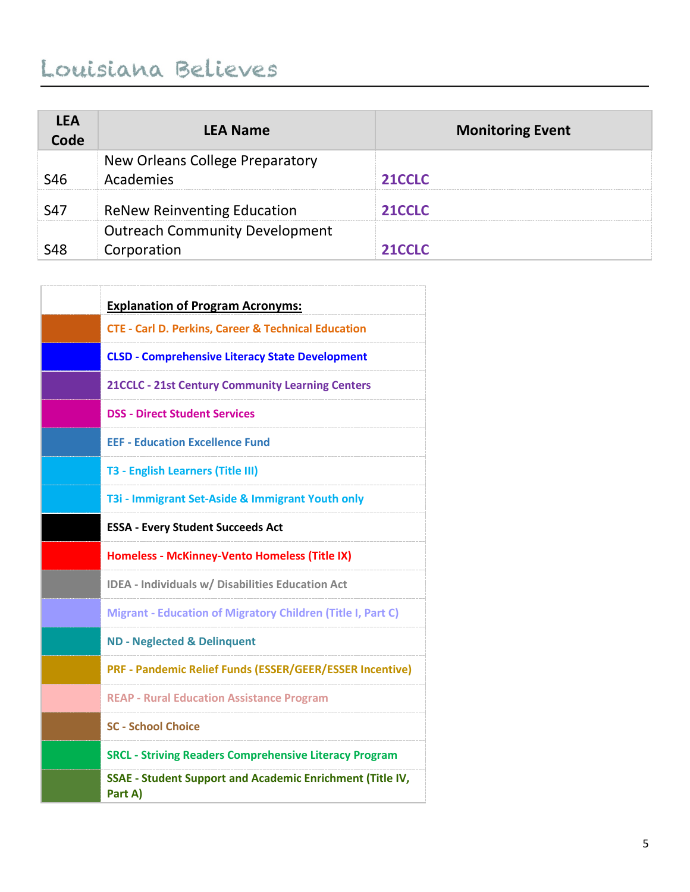| LEA Code | LEA Name | Monitoring Event |
| --- | --- | --- |
| S46 | New Orleans College Preparatory Academies | 21CCLC |
| S47 | ReNew Reinventing Education | 21CCLC |
| S48 | Outreach Community Development Corporation | 21CCLC |

| | **Explanation of Program Acronyms:** |
| --- | --- |
| | CTE - Carl D. Perkins, Career & Technical Education |
| | CLSD - Comprehensive Literacy State Development |
| | 21CCLC - 21st Century Community Learning Centers |
| | DSS - Direct Student Services |
| | EEF - Education Excellence Fund |
| | T3 - English Learners (Title III) |
| | T3i - Immigrant Set-Aside & Immigrant Youth only |
| | ESSA - Every Student Succeeds Act |
| | Homeless - McKinney-Vento Homeless (Title IX) |
| | IDEA - Individuals w/ Disabilities Education Act |
| | Migrant - Education of Migratory Children (Title I, Part C) |
| | ND - Neglected & Delinquent |
| | PRF - Pandemic Relief Funds (ESSER/GEER/ESSER Incentive) |
| | REAP - Rural Education Assistance Program |
| | SC - School Choice |
| | SRCL - Striving Readers Comprehensive Literacy Program |
| | SSAE - Student Support and Academic Enrichment (Title IV, Part A) |